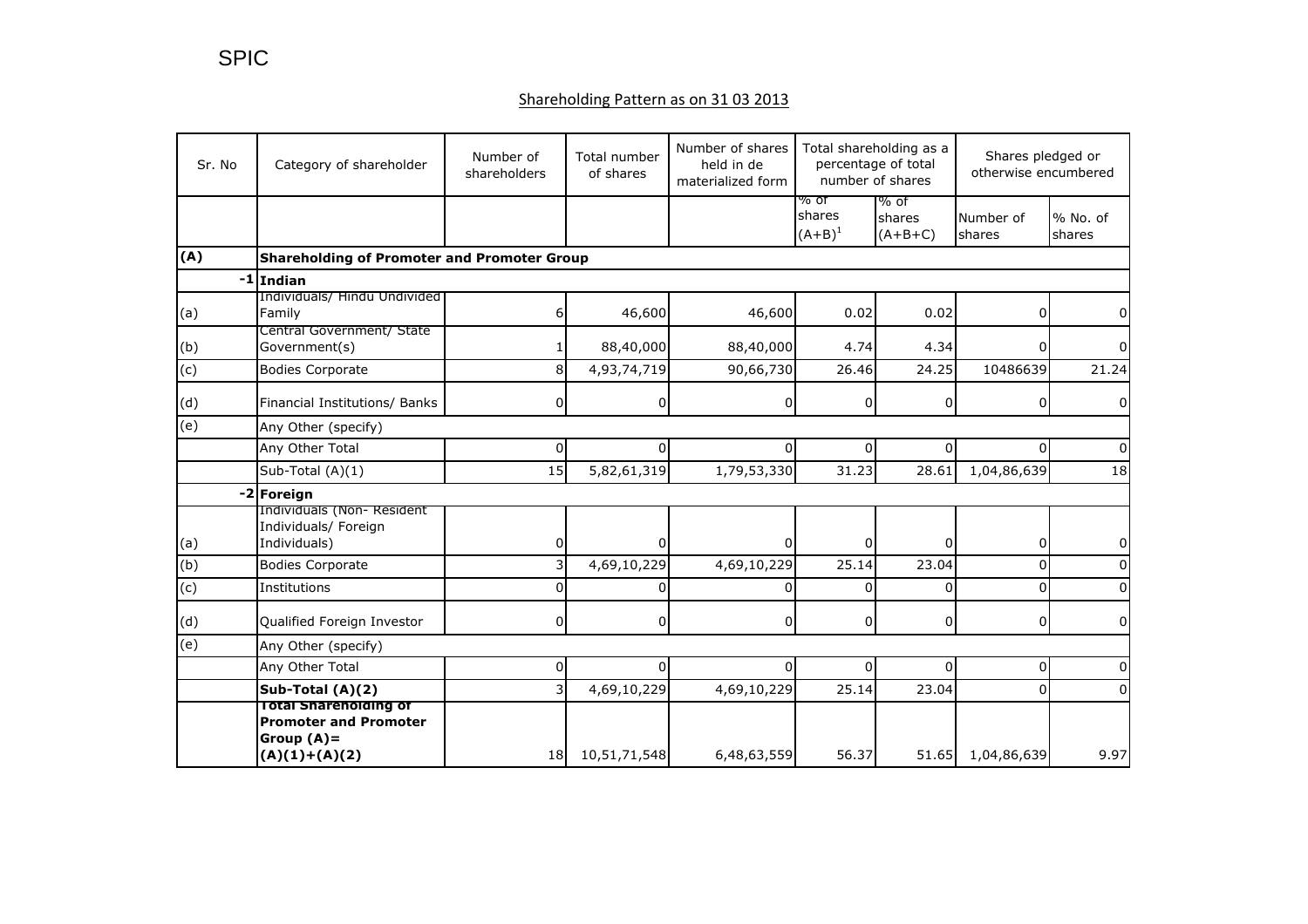SPIC

## Shareholding Pattern as on 31 03 2013

| Sr. No | Category of shareholder | Number of shareholders | Total number of shares | Number of shares held in de materialized form | Total shareholding as a percentage of total number of shares | | Shares pledged or otherwise encumbered | |
|---|---|---|---|---|---|---|---|---|
| | | | | | % of shares $(A+B)^1$ | % of shares (A+B+C) | Number of shares | % No. of shares |
| **(A)** | **Shareholding of Promoter and Promoter Group** | | | | | | | |
| -1 | **Indian** | | | | | | | |
| (a) | Individuals/ Hindu Undivided Family | 6 | 46,600 | 46,600 | 0.02 | 0.02 | 0 | 0 |
| (b) | Central Government/ State Government(s) | 1 | 88,40,000 | 88,40,000 | 4.74 | 4.34 | 0 | 0 |
| (c) | Bodies Corporate | 8 | 4,93,74,719 | 90,66,730 | 26.46 | 24.25 | 10486639 | 21.24 |
| (d) | Financial Institutions/ Banks | 0 | 0 | 0 | 0 | 0 | 0 | 0 |
| (e) | Any Other (specify) | | | | | | | |
| | Any Other Total | 0 | 0 | 0 | 0 | 0 | 0 | 0 |
| | Sub-Total (A)(1) | 15 | 5,82,61,319 | 1,79,53,330 | 31.23 | 28.61 | 1,04,86,639 | 18 |
| -2 | **Foreign** | | | | | | | |
| (a) | Individuals (Non- Resident Individuals/ Foreign Individuals) | 0 | 0 | 0 | 0 | 0 | 0 | 0 |
| (b) | Bodies Corporate | 3 | 4,69,10,229 | 4,69,10,229 | 25.14 | 23.04 | 0 | 0 |
| (c) | Institutions | 0 | 0 | 0 | 0 | 0 | 0 | 0 |
| (d) | Qualified Foreign Investor | 0 | 0 | 0 | 0 | 0 | 0 | 0 |
| (e) | Any Other (specify) | | | | | | | |
| | Any Other Total | 0 | 0 | 0 | 0 | 0 | 0 | 0 |
| | **Sub-Total (A)(2)** | 3 | 4,69,10,229 | 4,69,10,229 | 25.14 | 23.04 | 0 | 0 |
| | **Total Shareholding of Promoter and Promoter Group (A)= (A)(1)+(A)(2)** | 18 | 10,51,71,548 | 6,48,63,559 | 56.37 | 51.65 | 1,04,86,639 | 9.97 |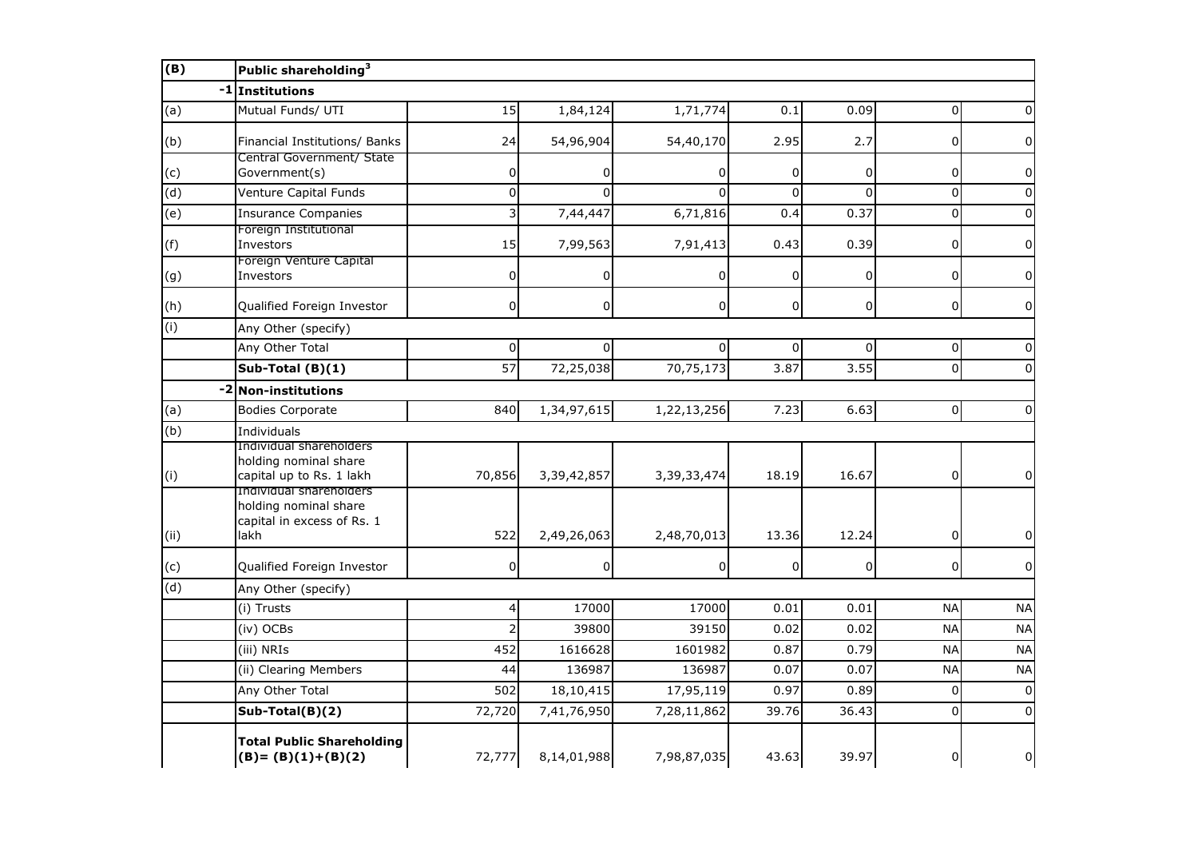| (B) | Public shareholding[3] | | | | | | | |
|---|---|---|---|---|---|---|---|---|
| -1 | **Institutions** | | | | | | | |
| (a) | Mutual Funds/ UTI | 15 | 1,84,124 | 1,71,774 | 0.1 | 0.09 | 0 | 0 |
| (b) | Financial Institutions/ Banks | 24 | 54,96,904 | 54,40,170 | 2.95 | 2.7 | 0 | 0 |
| (c) | Central Government/ State Government(s) | 0 | 0 | 0 | 0 | 0 | 0 | 0 |
| (d) | Venture Capital Funds | 0 | 0 | 0 | 0 | 0 | 0 | 0 |
| (e) | Insurance Companies | 3 | 7,44,447 | 6,71,816 | 0.4 | 0.37 | 0 | 0 |
| (f) | Foreign Institutional Investors | 15 | 7,99,563 | 7,91,413 | 0.43 | 0.39 | 0 | 0 |
| (g) | Foreign Venture Capital Investors | 0 | 0 | 0 | 0 | 0 | 0 | 0 |
| (h) | Qualified Foreign Investor | 0 | 0 | 0 | 0 | 0 | 0 | 0 |
| (i) | Any Other (specify) | | | | | | | |
| | Any Other Total | 0 | 0 | 0 | 0 | 0 | 0 | 0 |
| | **Sub-Total (B)(1)** | 57 | 72,25,038 | 70,75,173 | 3.87 | 3.55 | 0 | 0 |
| -2 | **Non-institutions** | | | | | | | |
| (a) | Bodies Corporate | 840 | 1,34,97,615 | 1,22,13,256 | 7.23 | 6.63 | 0 | 0 |
| (b) | Individuals | | | | | | | |
| (i) | Individual shareholders holding nominal share capital up to Rs. 1 lakh | 70,856 | 3,39,42,857 | 3,39,33,474 | 18.19 | 16.67 | 0 | 0 |
| (ii) | Individual shareholders holding nominal share capital in excess of Rs. 1 lakh | 522 | 2,49,26,063 | 2,48,70,013 | 13.36 | 12.24 | 0 | 0 |
| (c) | Qualified Foreign Investor | 0 | 0 | 0 | 0 | 0 | 0 | 0 |
| (d) | Any Other (specify) | | | | | | | |
| | (i) Trusts | 4 | 17000 | 17000 | 0.01 | 0.01 | NA | NA |
| | (iv) OCBs | 2 | 39800 | 39150 | 0.02 | 0.02 | NA | NA |
| | (iii) NRIs | 452 | 1616628 | 1601982 | 0.87 | 0.79 | NA | NA |
| | (ii) Clearing Members | 44 | 136987 | 136987 | 0.07 | 0.07 | NA | NA |
| | Any Other Total | 502 | 18,10,415 | 17,95,119 | 0.97 | 0.89 | 0 | 0 |
| | **Sub-Total(B)(2)** | 72,720 | 7,41,76,950 | 7,28,11,862 | 39.76 | 36.43 | 0 | 0 |
| | **Total Public Shareholding (B)= (B)(1)+(B)(2)** | 72,777 | 8,14,01,988 | 7,98,87,035 | 43.63 | 39.97 | 0 | 0 |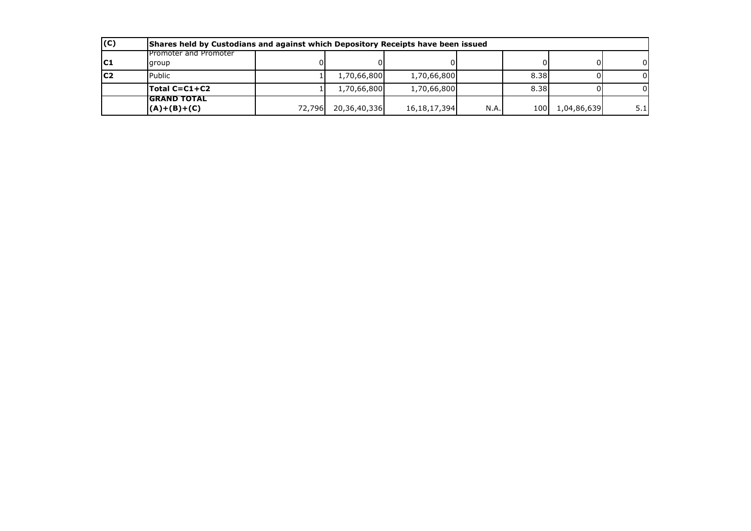| | | | | | | | | |
|---|---|---|---|---|---|---|---|---|
| (C) | Shares held by Custodians and against which Depository Receipts have been issued | | | | | | | |
| C1 | Promoter and Promoter group | 0 | 0 | 0 | | 0 | 0 | 0 |
| C2 | Public | 1 | 1,70,66,800 | 1,70,66,800 | | 8.38 | 0 | 0 |
| | **Total C=C1+C2** | 1 | 1,70,66,800 | 1,70,66,800 | | 8.38 | 0 | 0 |
| | **GRAND TOTAL (A)+(B)+(C)** | 72,796 | 20,36,40,336 | 16,18,17,394 | N.A. | 100 | 1,04,86,639 | 5.1 |